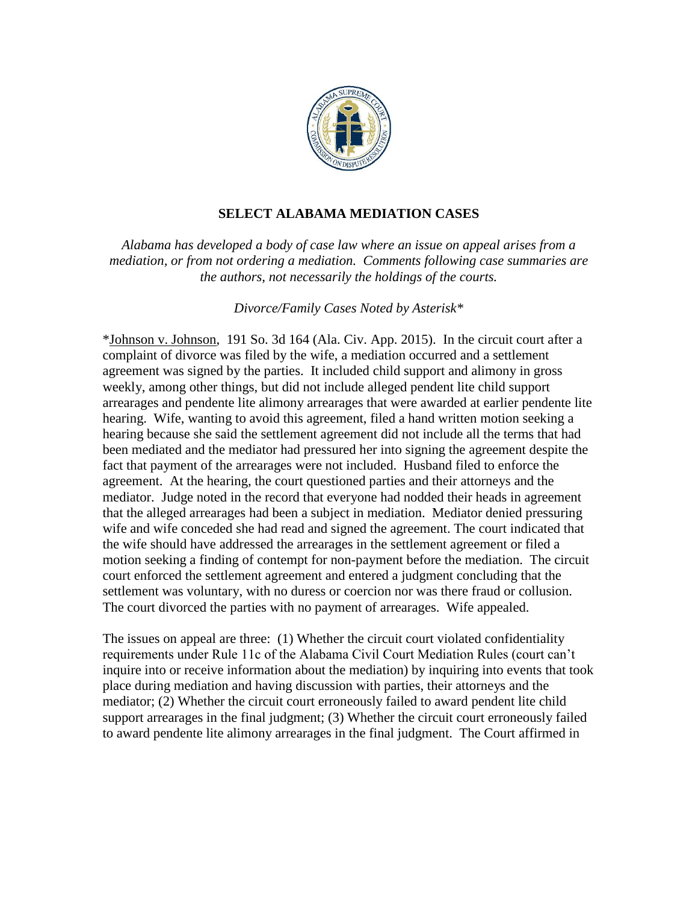## SELECT ALABAMA MEDIATION CASES

*Alabama has developed a body of case law where an issue on appeal arises from a mediation, or from not ordering a mediation. Comments following case summaries are the authors, not necessarily the holdings of the courts.*

*Divorce/Family Cases Noted by Asterisk**

*Johnson v. Johnson, 191 So. 3d 164 (Ala. Civ. App. 2015). In the circuit court after a complaint of divorce was filed by the wife, a mediation occurred and a settlement agreement was signed by the parties. It included child support and alimony in gross weekly, among other things, but did not include alleged pendent lite child support arrearages and pendente lite alimony arrearages that were awarded at earlier pendente lite hearing. Wife, wanting to avoid this agreement, filed a hand written motion seeking a hearing because she said the settlement agreement did not include all the terms that had been mediated and the mediator had pressured her into signing the agreement despite the fact that payment of the arrearages were not included. Husband filed to enforce the agreement. At the hearing, the court questioned parties and their attorneys and the mediator. Judge noted in the record that everyone had nodded their heads in agreement that the alleged arrearages had been a subject in mediation. Mediator denied pressuring wife and wife conceded she had read and signed the agreement. The court indicated that the wife should have addressed the arrearages in the settlement agreement or filed a motion seeking a finding of contempt for non-payment before the mediation. The circuit court enforced the settlement agreement and entered a judgment concluding that the settlement was voluntary, with no duress or coercion nor was there fraud or collusion. The court divorced the parties with no payment of arrearages. Wife appealed.

The issues on appeal are three: (1) Whether the circuit court violated confidentiality requirements under Rule 11c of the Alabama Civil Court Mediation Rules (court can't inquire into or receive information about the mediation) by inquiring into events that took place during mediation and having discussion with parties, their attorneys and the mediator; (2) Whether the circuit court erroneously failed to award pendent lite child support arrearages in the final judgment; (3) Whether the circuit court erroneously failed to award pendente lite alimony arrearages in the final judgment. The Court affirmed in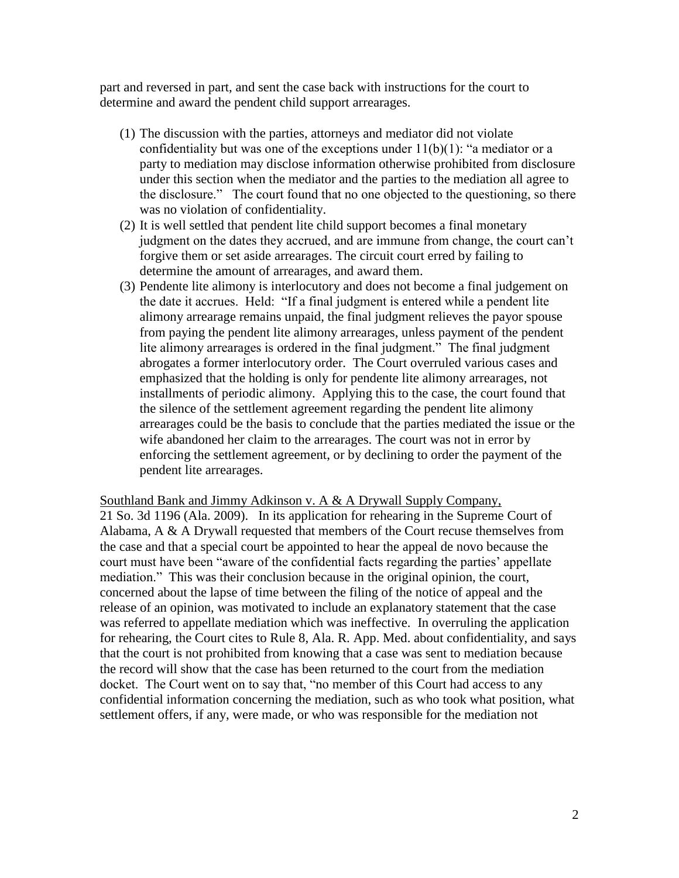part and reversed in part, and sent the case back with instructions for the court to determine and award the pendent child support arrearages.

(1) The discussion with the parties, attorneys and mediator did not violate confidentiality but was one of the exceptions under 11(b)(1): "a mediator or a party to mediation may disclose information otherwise prohibited from disclosure under this section when the mediator and the parties to the mediation all agree to the disclosure." The court found that no one objected to the questioning, so there was no violation of confidentiality.
(2) It is well settled that pendent lite child support becomes a final monetary judgment on the dates they accrued, and are immune from change, the court can't forgive them or set aside arrearages. The circuit court erred by failing to determine the amount of arrearages, and award them.
(3) Pendente lite alimony is interlocutory and does not become a final judgement on the date it accrues. Held: "If a final judgment is entered while a pendent lite alimony arrearage remains unpaid, the final judgment relieves the payor spouse from paying the pendent lite alimony arrearages, unless payment of the pendent lite alimony arrearages is ordered in the final judgment." The final judgment abrogates a former interlocutory order. The Court overruled various cases and emphasized that the holding is only for pendente lite alimony arrearages, not installments of periodic alimony. Applying this to the case, the court found that the silence of the settlement agreement regarding the pendent lite alimony arrearages could be the basis to conclude that the parties mediated the issue or the wife abandoned her claim to the arrearages. The court was not in error by enforcing the settlement agreement, or by declining to order the payment of the pendent lite arrearages.

Southland Bank and Jimmy Adkinson v. A & A Drywall Supply Company, 21 So. 3d 1196 (Ala. 2009). In its application for rehearing in the Supreme Court of Alabama, A & A Drywall requested that members of the Court recuse themselves from the case and that a special court be appointed to hear the appeal de novo because the court must have been "aware of the confidential facts regarding the parties' appellate mediation." This was their conclusion because in the original opinion, the court, concerned about the lapse of time between the filing of the notice of appeal and the release of an opinion, was motivated to include an explanatory statement that the case was referred to appellate mediation which was ineffective. In overruling the application for rehearing, the Court cites to Rule 8, Ala. R. App. Med. about confidentiality, and says that the court is not prohibited from knowing that a case was sent to mediation because the record will show that the case has been returned to the court from the mediation docket. The Court went on to say that, "no member of this Court had access to any confidential information concerning the mediation, such as who took what position, what settlement offers, if any, were made, or who was responsible for the mediation not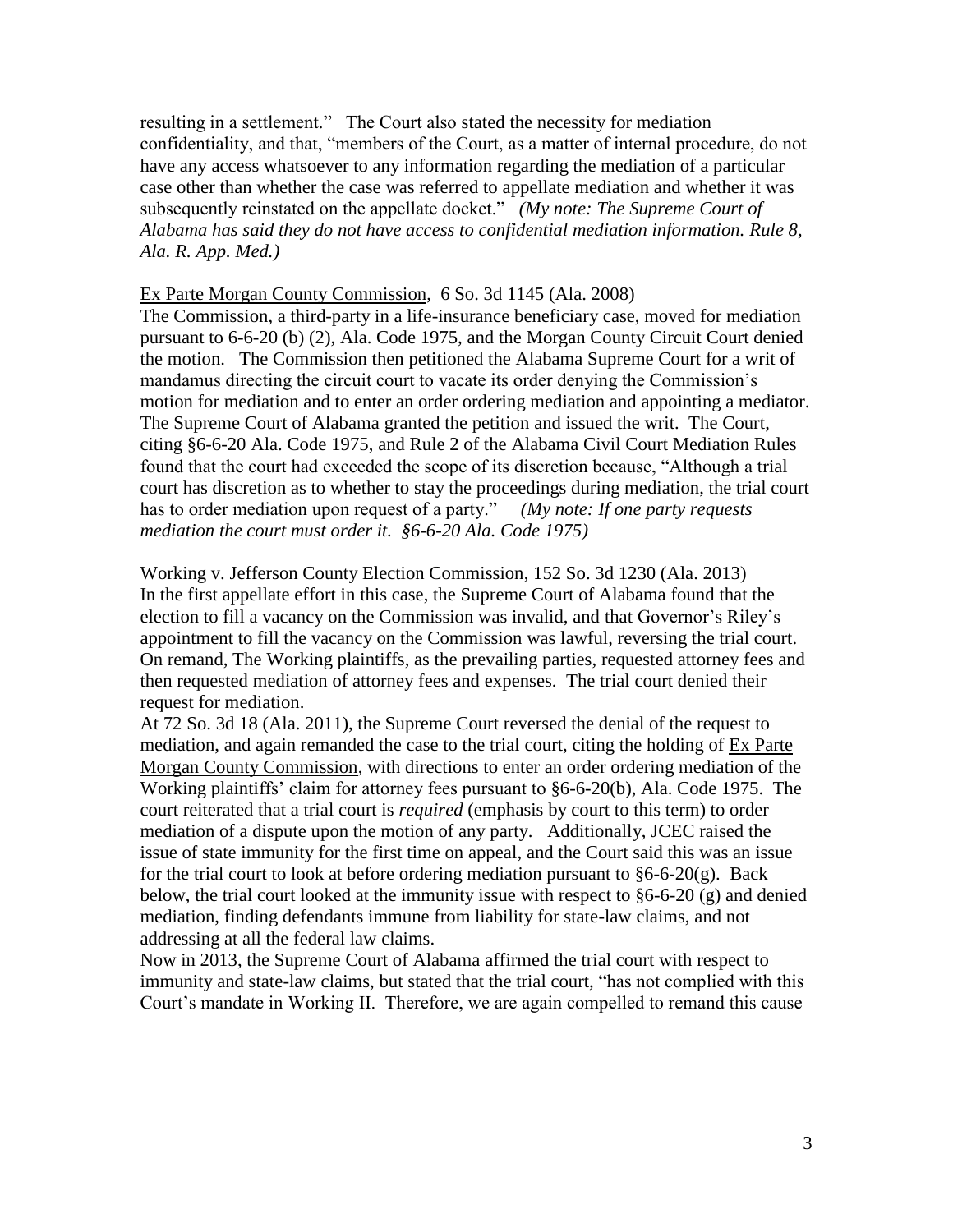resulting in a settlement." The Court also stated the necessity for mediation confidentiality, and that, "members of the Court, as a matter of internal procedure, do not have any access whatsoever to any information regarding the mediation of a particular case other than whether the case was referred to appellate mediation and whether it was subsequently reinstated on the appellate docket." *(My note: The Supreme Court of Alabama has said they do not have access to confidential mediation information. Rule 8, Ala. R. App. Med.)*

Ex Parte Morgan County Commission, 6 So. 3d 1145 (Ala. 2008)
The Commission, a third-party in a life-insurance beneficiary case, moved for mediation pursuant to 6-6-20 (b) (2), Ala. Code 1975, and the Morgan County Circuit Court denied the motion. The Commission then petitioned the Alabama Supreme Court for a writ of mandamus directing the circuit court to vacate its order denying the Commission's motion for mediation and to enter an order ordering mediation and appointing a mediator. The Supreme Court of Alabama granted the petition and issued the writ. The Court, citing §6-6-20 Ala. Code 1975, and Rule 2 of the Alabama Civil Court Mediation Rules found that the court had exceeded the scope of its discretion because, "Although a trial court has discretion as to whether to stay the proceedings during mediation, the trial court has to order mediation upon request of a party." *(My note: If one party requests mediation the court must order it. §6-6-20 Ala. Code 1975)*

Working v. Jefferson County Election Commission, 152 So. 3d 1230 (Ala. 2013)
In the first appellate effort in this case, the Supreme Court of Alabama found that the election to fill a vacancy on the Commission was invalid, and that Governor's Riley's appointment to fill the vacancy on the Commission was lawful, reversing the trial court. On remand, The Working plaintiffs, as the prevailing parties, requested attorney fees and then requested mediation of attorney fees and expenses. The trial court denied their request for mediation.
At 72 So. 3d 18 (Ala. 2011), the Supreme Court reversed the denial of the request to mediation, and again remanded the case to the trial court, citing the holding of Ex Parte Morgan County Commission, with directions to enter an order ordering mediation of the Working plaintiffs' claim for attorney fees pursuant to §6-6-20(b), Ala. Code 1975. The court reiterated that a trial court is *required* (emphasis by court to this term) to order mediation of a dispute upon the motion of any party. Additionally, JCEC raised the issue of state immunity for the first time on appeal, and the Court said this was an issue for the trial court to look at before ordering mediation pursuant to §6-6-20(g). Back below, the trial court looked at the immunity issue with respect to §6-6-20 (g) and denied mediation, finding defendants immune from liability for state-law claims, and not addressing at all the federal law claims.
Now in 2013, the Supreme Court of Alabama affirmed the trial court with respect to immunity and state-law claims, but stated that the trial court, "has not complied with this Court's mandate in Working II. Therefore, we are again compelled to remand this cause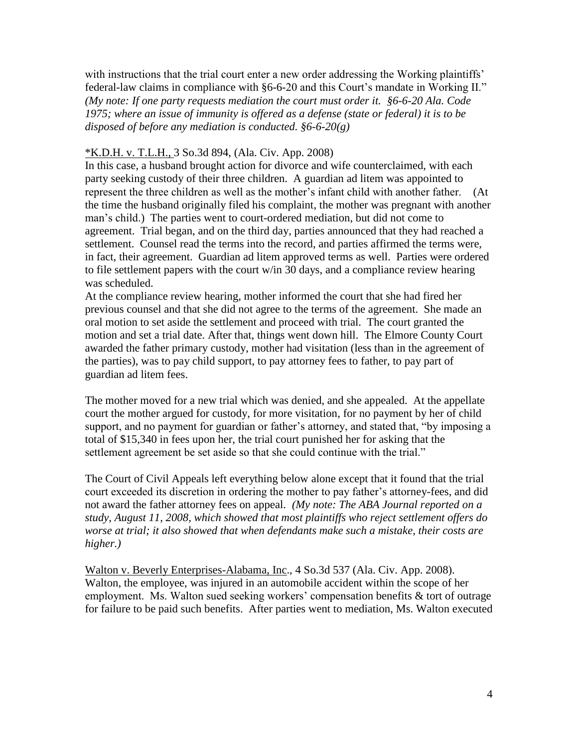with instructions that the trial court enter a new order addressing the Working plaintiffs' federal-law claims in compliance with §6-6-20 and this Court's mandate in Working II." *(My note: If one party requests mediation the court must order it. §6-6-20 Ala. Code 1975; where an issue of immunity is offered as a defense (state or federal) it is to be disposed of before any mediation is conducted. §6-6-20(g)*

<u>*K.D.H. v. T.L.H.,</u> 3 So.3d 894, (Ala. Civ. App. 2008)

In this case, a husband brought action for divorce and wife counterclaimed, with each party seeking custody of their three children. A guardian ad litem was appointed to represent the three children as well as the mother's infant child with another father. (At the time the husband originally filed his complaint, the mother was pregnant with another man's child.) The parties went to court-ordered mediation, but did not come to agreement. Trial began, and on the third day, parties announced that they had reached a settlement. Counsel read the terms into the record, and parties affirmed the terms were, in fact, their agreement. Guardian ad litem approved terms as well. Parties were ordered to file settlement papers with the court w/in 30 days, and a compliance review hearing was scheduled.

At the compliance review hearing, mother informed the court that she had fired her previous counsel and that she did not agree to the terms of the agreement. She made an oral motion to set aside the settlement and proceed with trial. The court granted the motion and set a trial date. After that, things went down hill. The Elmore County Court awarded the father primary custody, mother had visitation (less than in the agreement of the parties), was to pay child support, to pay attorney fees to father, to pay part of guardian ad litem fees.

The mother moved for a new trial which was denied, and she appealed. At the appellate court the mother argued for custody, for more visitation, for no payment by her of child support, and no payment for guardian or father's attorney, and stated that, "by imposing a total of $15,340 in fees upon her, the trial court punished her for asking that the settlement agreement be set aside so that she could continue with the trial."

The Court of Civil Appeals left everything below alone except that it found that the trial court exceeded its discretion in ordering the mother to pay father's attorney-fees, and did not award the father attorney fees on appeal. *(My note: The ABA Journal reported on a study, August 11, 2008, which showed that most plaintiffs who reject settlement offers do worse at trial; it also showed that when defendants make such a mistake, their costs are higher.)*

<u>Walton v. Beverly Enterprises-Alabama, Inc</u>., 4 So.3d 537 (Ala. Civ. App. 2008). Walton, the employee, was injured in an automobile accident within the scope of her employment. Ms. Walton sued seeking workers' compensation benefits & tort of outrage for failure to be paid such benefits. After parties went to mediation, Ms. Walton executed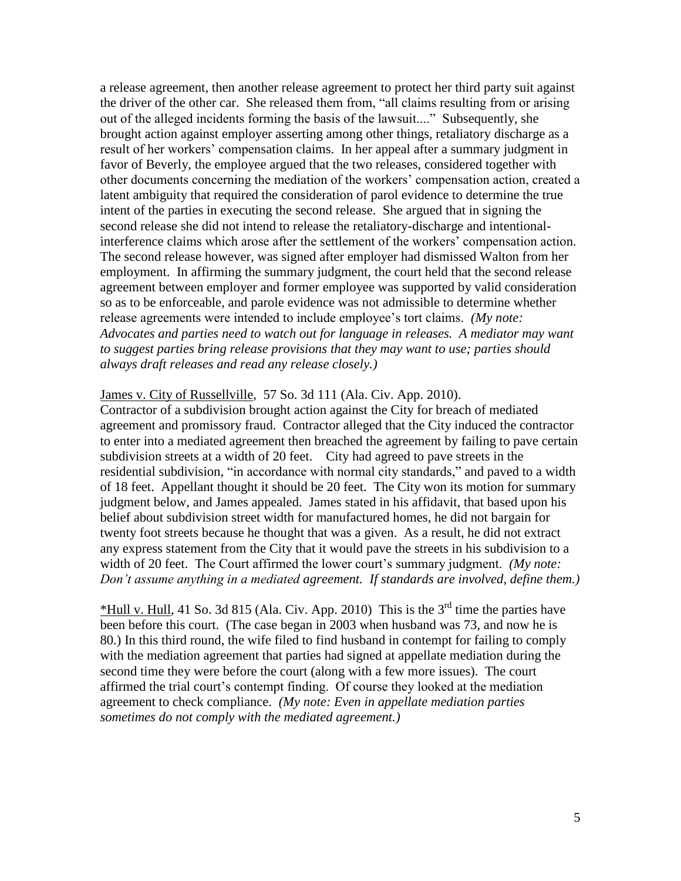a release agreement, then another release agreement to protect her third party suit against the driver of the other car. She released them from, "all claims resulting from or arising out of the alleged incidents forming the basis of the lawsuit...." Subsequently, she brought action against employer asserting among other things, retaliatory discharge as a result of her workers' compensation claims. In her appeal after a summary judgment in favor of Beverly, the employee argued that the two releases, considered together with other documents concerning the mediation of the workers' compensation action, created a latent ambiguity that required the consideration of parol evidence to determine the true intent of the parties in executing the second release. She argued that in signing the second release she did not intend to release the retaliatory-discharge and intentional-interference claims which arose after the settlement of the workers' compensation action. The second release however, was signed after employer had dismissed Walton from her employment. In affirming the summary judgment, the court held that the second release agreement between employer and former employee was supported by valid consideration so as to be enforceable, and parole evidence was not admissible to determine whether release agreements were intended to include employee's tort claims. *(My note: Advocates and parties need to watch out for language in releases. A mediator may want to suggest parties bring release provisions that they may want to use; parties should always draft releases and read any release closely.)*

James v. City of Russellville, 57 So. 3d 111 (Ala. Civ. App. 2010).
Contractor of a subdivision brought action against the City for breach of mediated agreement and promissory fraud. Contractor alleged that the City induced the contractor to enter into a mediated agreement then breached the agreement by failing to pave certain subdivision streets at a width of 20 feet. City had agreed to pave streets in the residential subdivision, "in accordance with normal city standards," and paved to a width of 18 feet. Appellant thought it should be 20 feet. The City won its motion for summary judgment below, and James appealed. James stated in his affidavit, that based upon his belief about subdivision street width for manufactured homes, he did not bargain for twenty foot streets because he thought that was a given. As a result, he did not extract any express statement from the City that it would pave the streets in his subdivision to a width of 20 feet. The Court affirmed the lower court's summary judgment. *(My note: Don't assume anything in a mediated agreement. If standards are involved, define them.)*

*Hull v. Hull, 41 So. 3d 815 (Ala. Civ. App. 2010) This is the 3rd time the parties have been before this court. (The case began in 2003 when husband was 73, and now he is 80.) In this third round, the wife filed to find husband in contempt for failing to comply with the mediation agreement that parties had signed at appellate mediation during the second time they were before the court (along with a few more issues). The court affirmed the trial court's contempt finding. Of course they looked at the mediation agreement to check compliance. *(My note: Even in appellate mediation parties sometimes do not comply with the mediated agreement.)*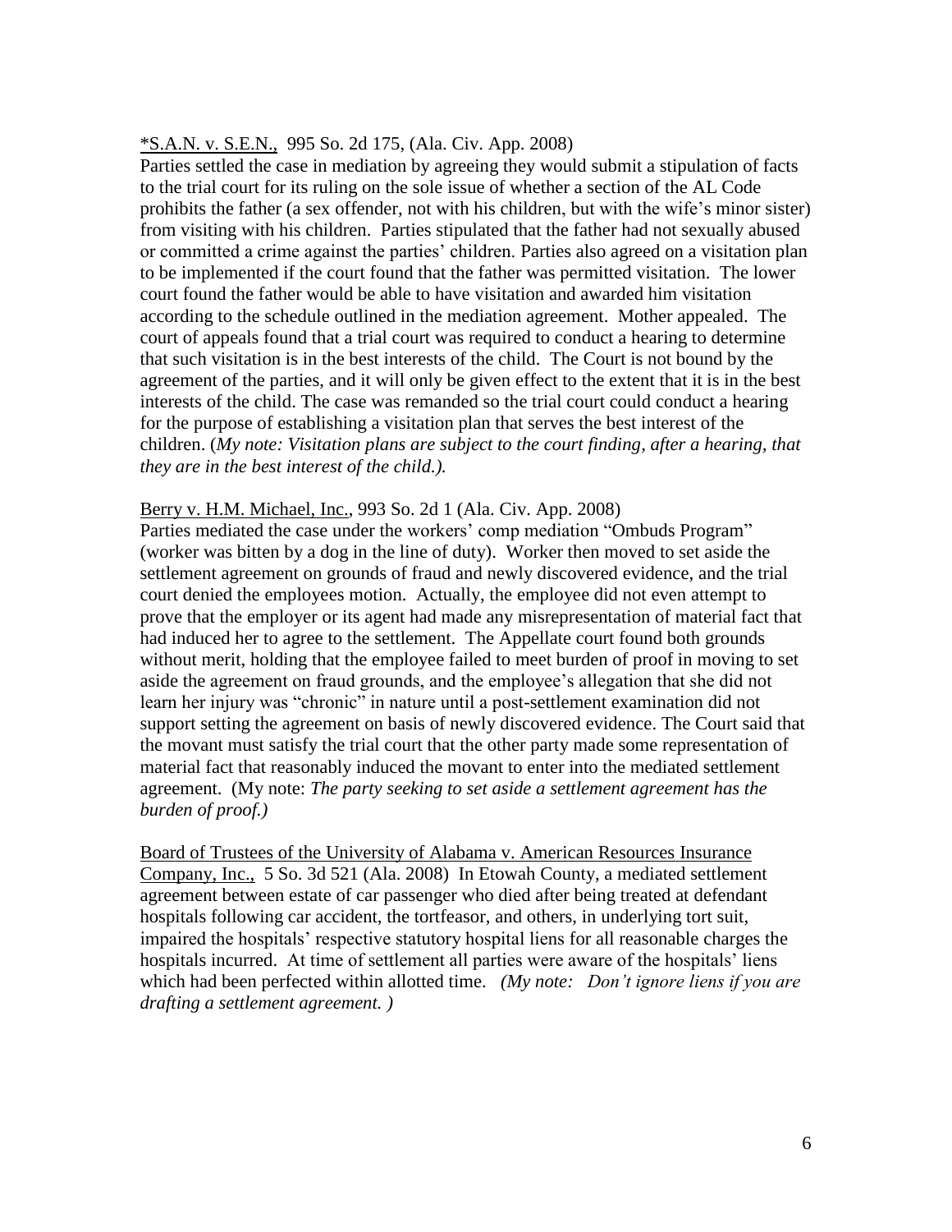<u>*S.A.N. v. S.E.N.,</u> 995 So. 2d 175, (Ala. Civ. App. 2008)
Parties settled the case in mediation by agreeing they would submit a stipulation of facts to the trial court for its ruling on the sole issue of whether a section of the AL Code prohibits the father (a sex offender, not with his children, but with the wife's minor sister) from visiting with his children. Parties stipulated that the father had not sexually abused or committed a crime against the parties' children. Parties also agreed on a visitation plan to be implemented if the court found that the father was permitted visitation. The lower court found the father would be able to have visitation and awarded him visitation according to the schedule outlined in the mediation agreement. Mother appealed. The court of appeals found that a trial court was required to conduct a hearing to determine that such visitation is in the best interests of the child. The Court is not bound by the agreement of the parties, and it will only be given effect to the extent that it is in the best interests of the child. The case was remanded so the trial court could conduct a hearing for the purpose of establishing a visitation plan that serves the best interest of the children. (*My note: Visitation plans are subject to the court finding, after a hearing, that they are in the best interest of the child.).*

<u>Berry v. H.M. Michael, Inc.</u>, 993 So. 2d 1 (Ala. Civ. App. 2008)
Parties mediated the case under the workers' comp mediation "Ombuds Program" (worker was bitten by a dog in the line of duty). Worker then moved to set aside the settlement agreement on grounds of fraud and newly discovered evidence, and the trial court denied the employees motion. Actually, the employee did not even attempt to prove that the employer or its agent had made any misrepresentation of material fact that had induced her to agree to the settlement. The Appellate court found both grounds without merit, holding that the employee failed to meet burden of proof in moving to set aside the agreement on fraud grounds, and the employee's allegation that she did not learn her injury was "chronic" in nature until a post-settlement examination did not support setting the agreement on basis of newly discovered evidence. The Court said that the movant must satisfy the trial court that the other party made some representation of material fact that reasonably induced the movant to enter into the mediated settlement agreement. (My note: *The party seeking to set aside a settlement agreement has the burden of proof.)*

<u>Board of Trustees of the University of Alabama v. American Resources Insurance Company, Inc.,</u> 5 So. 3d 521 (Ala. 2008) In Etowah County, a mediated settlement agreement between estate of car passenger who died after being treated at defendant hospitals following car accident, the tortfeasor, and others, in underlying tort suit, impaired the hospitals' respective statutory hospital liens for all reasonable charges the hospitals incurred. At time of settlement all parties were aware of the hospitals' liens which had been perfected within allotted time. *(My note: Don't ignore liens if you are drafting a settlement agreement. )*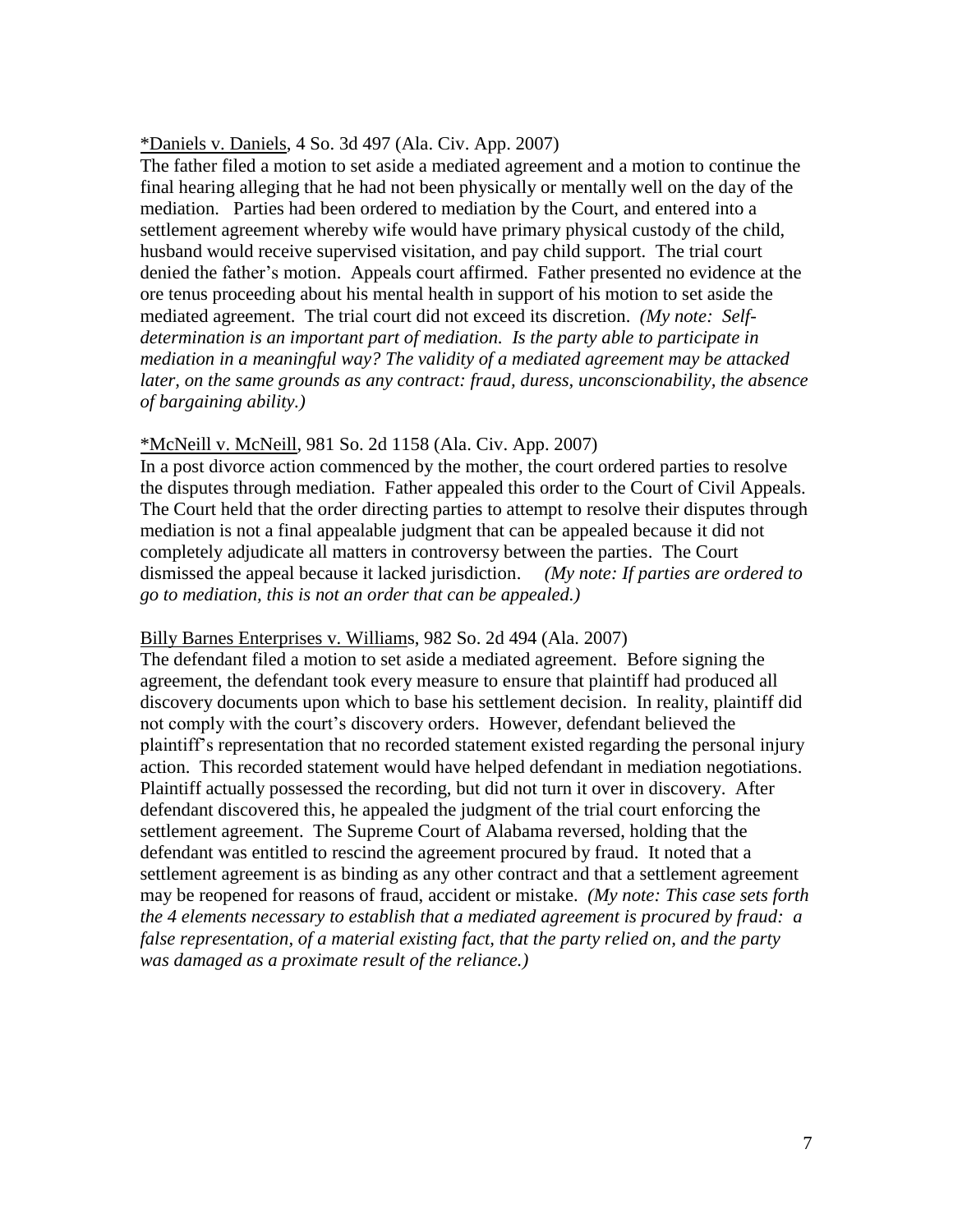<u>*Daniels v. Daniels</u>, 4 So. 3d 497 (Ala. Civ. App. 2007)
The father filed a motion to set aside a mediated agreement and a motion to continue the final hearing alleging that he had not been physically or mentally well on the day of the mediation. Parties had been ordered to mediation by the Court, and entered into a settlement agreement whereby wife would have primary physical custody of the child, husband would receive supervised visitation, and pay child support. The trial court denied the father's motion. Appeals court affirmed. Father presented no evidence at the ore tenus proceeding about his mental health in support of his motion to set aside the mediated agreement. The trial court did not exceed its discretion. *(My note: Self-determination is an important part of mediation. Is the party able to participate in mediation in a meaningful way? The validity of a mediated agreement may be attacked later, on the same grounds as any contract: fraud, duress, unconscionability, the absence of bargaining ability.)*

<u>*McNeill v. McNeill</u>, 981 So. 2d 1158 (Ala. Civ. App. 2007)
In a post divorce action commenced by the mother, the court ordered parties to resolve the disputes through mediation. Father appealed this order to the Court of Civil Appeals. The Court held that the order directing parties to attempt to resolve their disputes through mediation is not a final appealable judgment that can be appealed because it did not completely adjudicate all matters in controversy between the parties. The Court dismissed the appeal because it lacked jurisdiction. *(My note: If parties are ordered to go to mediation, this is not an order that can be appealed.)*

<u>Billy Barnes Enterprises v. Williams</u>, 982 So. 2d 494 (Ala. 2007)
The defendant filed a motion to set aside a mediated agreement. Before signing the agreement, the defendant took every measure to ensure that plaintiff had produced all discovery documents upon which to base his settlement decision. In reality, plaintiff did not comply with the court's discovery orders. However, defendant believed the plaintiff's representation that no recorded statement existed regarding the personal injury action. This recorded statement would have helped defendant in mediation negotiations. Plaintiff actually possessed the recording, but did not turn it over in discovery. After defendant discovered this, he appealed the judgment of the trial court enforcing the settlement agreement. The Supreme Court of Alabama reversed, holding that the defendant was entitled to rescind the agreement procured by fraud. It noted that a settlement agreement is as binding as any other contract and that a settlement agreement may be reopened for reasons of fraud, accident or mistake. *(My note: This case sets forth the 4 elements necessary to establish that a mediated agreement is procured by fraud: a false representation, of a material existing fact, that the party relied on, and the party was damaged as a proximate result of the reliance.)*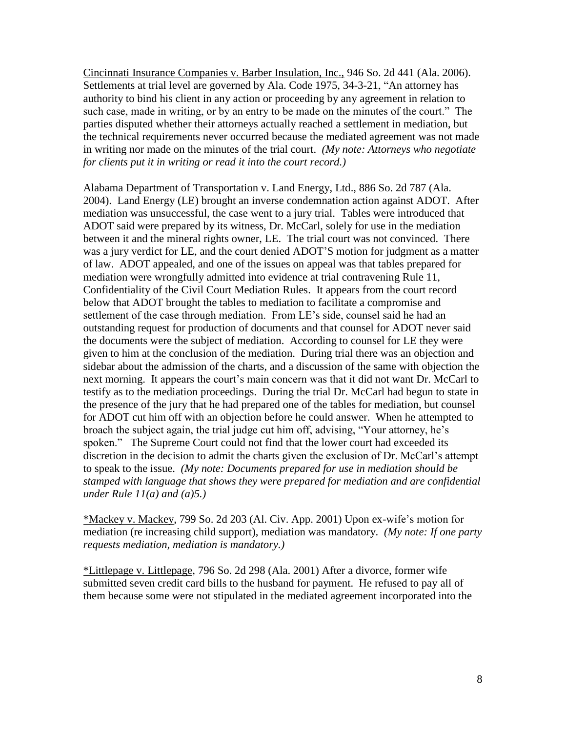Cincinnati Insurance Companies v. Barber Insulation, Inc., 946 So. 2d 441 (Ala. 2006). Settlements at trial level are governed by Ala. Code 1975, 34-3-21, "An attorney has authority to bind his client in any action or proceeding by any agreement in relation to such case, made in writing, or by an entry to be made on the minutes of the court." The parties disputed whether their attorneys actually reached a settlement in mediation, but the technical requirements never occurred because the mediated agreement was not made in writing nor made on the minutes of the trial court. *(My note: Attorneys who negotiate for clients put it in writing or read it into the court record.)*

Alabama Department of Transportation v. Land Energy, Ltd., 886 So. 2d 787 (Ala. 2004). Land Energy (LE) brought an inverse condemnation action against ADOT. After mediation was unsuccessful, the case went to a jury trial. Tables were introduced that ADOT said were prepared by its witness, Dr. McCarl, solely for use in the mediation between it and the mineral rights owner, LE. The trial court was not convinced. There was a jury verdict for LE, and the court denied ADOT'S motion for judgment as a matter of law. ADOT appealed, and one of the issues on appeal was that tables prepared for mediation were wrongfully admitted into evidence at trial contravening Rule 11, Confidentiality of the Civil Court Mediation Rules. It appears from the court record below that ADOT brought the tables to mediation to facilitate a compromise and settlement of the case through mediation. From LE's side, counsel said he had an outstanding request for production of documents and that counsel for ADOT never said the documents were the subject of mediation. According to counsel for LE they were given to him at the conclusion of the mediation. During trial there was an objection and sidebar about the admission of the charts, and a discussion of the same with objection the next morning. It appears the court's main concern was that it did not want Dr. McCarl to testify as to the mediation proceedings. During the trial Dr. McCarl had begun to state in the presence of the jury that he had prepared one of the tables for mediation, but counsel for ADOT cut him off with an objection before he could answer. When he attempted to broach the subject again, the trial judge cut him off, advising, "Your attorney, he's spoken." The Supreme Court could not find that the lower court had exceeded its discretion in the decision to admit the charts given the exclusion of Dr. McCarl's attempt to speak to the issue. *(My note: Documents prepared for use in mediation should be stamped with language that shows they were prepared for mediation and are confidential under Rule 11(a) and (a)5.)*

*Mackey v. Mackey, 799 So. 2d 203 (Al. Civ. App. 2001) Upon ex-wife's motion for mediation (re increasing child support), mediation was mandatory. *(My note: If one party requests mediation, mediation is mandatory.)*

*Littlepage v. Littlepage, 796 So. 2d 298 (Ala. 2001) After a divorce, former wife submitted seven credit card bills to the husband for payment. He refused to pay all of them because some were not stipulated in the mediated agreement incorporated into the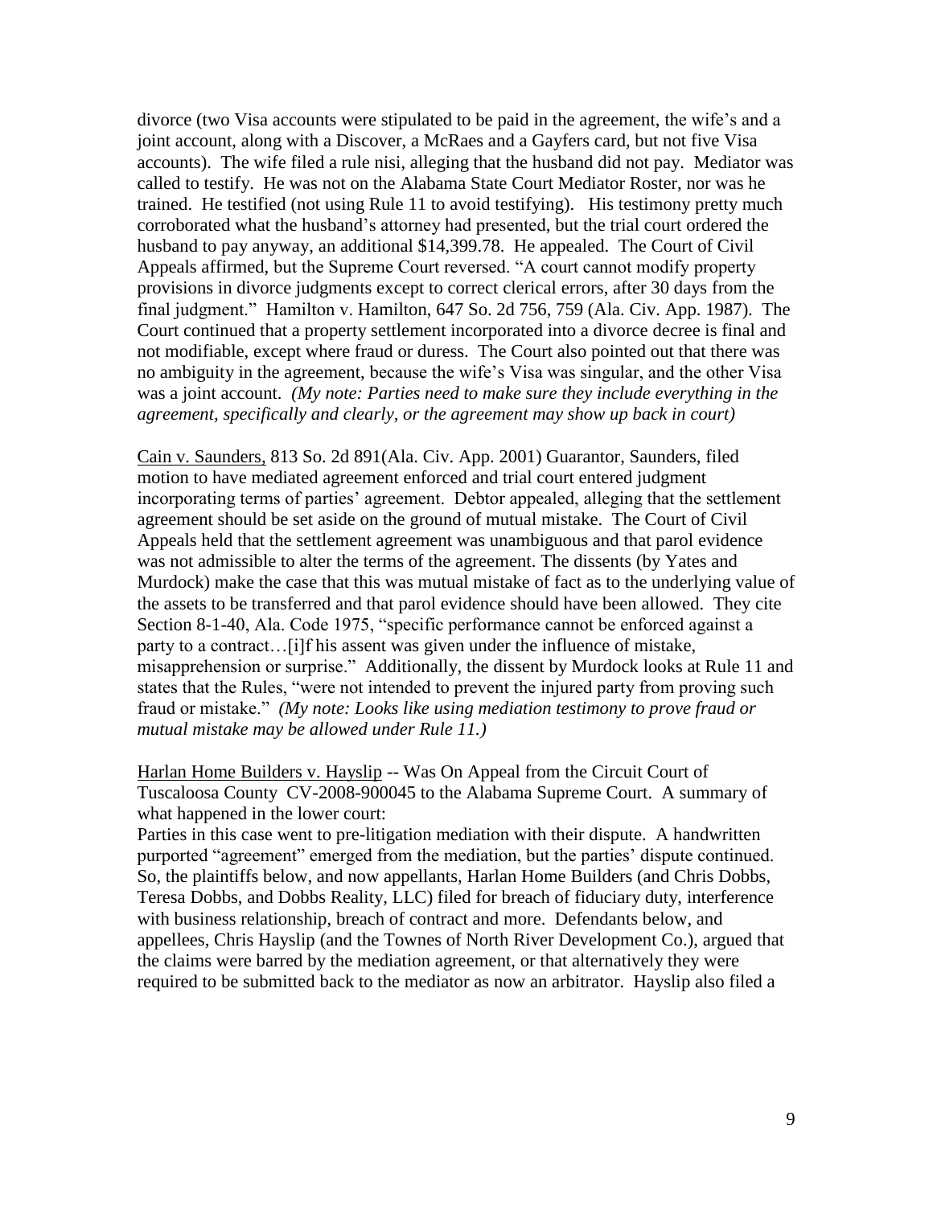divorce (two Visa accounts were stipulated to be paid in the agreement, the wife's and a joint account, along with a Discover, a McRaes and a Gayfers card, but not five Visa accounts). The wife filed a rule nisi, alleging that the husband did not pay. Mediator was called to testify. He was not on the Alabama State Court Mediator Roster, nor was he trained. He testified (not using Rule 11 to avoid testifying). His testimony pretty much corroborated what the husband's attorney had presented, but the trial court ordered the husband to pay anyway, an additional $14,399.78. He appealed. The Court of Civil Appeals affirmed, but the Supreme Court reversed. "A court cannot modify property provisions in divorce judgments except to correct clerical errors, after 30 days from the final judgment." Hamilton v. Hamilton, 647 So. 2d 756, 759 (Ala. Civ. App. 1987). The Court continued that a property settlement incorporated into a divorce decree is final and not modifiable, except where fraud or duress. The Court also pointed out that there was no ambiguity in the agreement, because the wife's Visa was singular, and the other Visa was a joint account. *(My note: Parties need to make sure they include everything in the agreement, specifically and clearly, or the agreement may show up back in court)*

<u>Cain v. Saunders,</u> 813 So. 2d 891(Ala. Civ. App. 2001) Guarantor, Saunders, filed motion to have mediated agreement enforced and trial court entered judgment incorporating terms of parties' agreement. Debtor appealed, alleging that the settlement agreement should be set aside on the ground of mutual mistake. The Court of Civil Appeals held that the settlement agreement was unambiguous and that parol evidence was not admissible to alter the terms of the agreement. The dissents (by Yates and Murdock) make the case that this was mutual mistake of fact as to the underlying value of the assets to be transferred and that parol evidence should have been allowed. They cite Section 8-1-40, Ala. Code 1975, "specific performance cannot be enforced against a party to a contract…[i]f his assent was given under the influence of mistake, misapprehension or surprise." Additionally, the dissent by Murdock looks at Rule 11 and states that the Rules, "were not intended to prevent the injured party from proving such fraud or mistake." *(My note: Looks like using mediation testimony to prove fraud or mutual mistake may be allowed under Rule 11.)*

<u>Harlan Home Builders v. Hayslip</u> -- Was On Appeal from the Circuit Court of Tuscaloosa County CV-2008-900045 to the Alabama Supreme Court. A summary of what happened in the lower court:

Parties in this case went to pre-litigation mediation with their dispute. A handwritten purported "agreement" emerged from the mediation, but the parties' dispute continued. So, the plaintiffs below, and now appellants, Harlan Home Builders (and Chris Dobbs, Teresa Dobbs, and Dobbs Reality, LLC) filed for breach of fiduciary duty, interference with business relationship, breach of contract and more. Defendants below, and appellees, Chris Hayslip (and the Townes of North River Development Co.), argued that the claims were barred by the mediation agreement, or that alternatively they were required to be submitted back to the mediator as now an arbitrator. Hayslip also filed a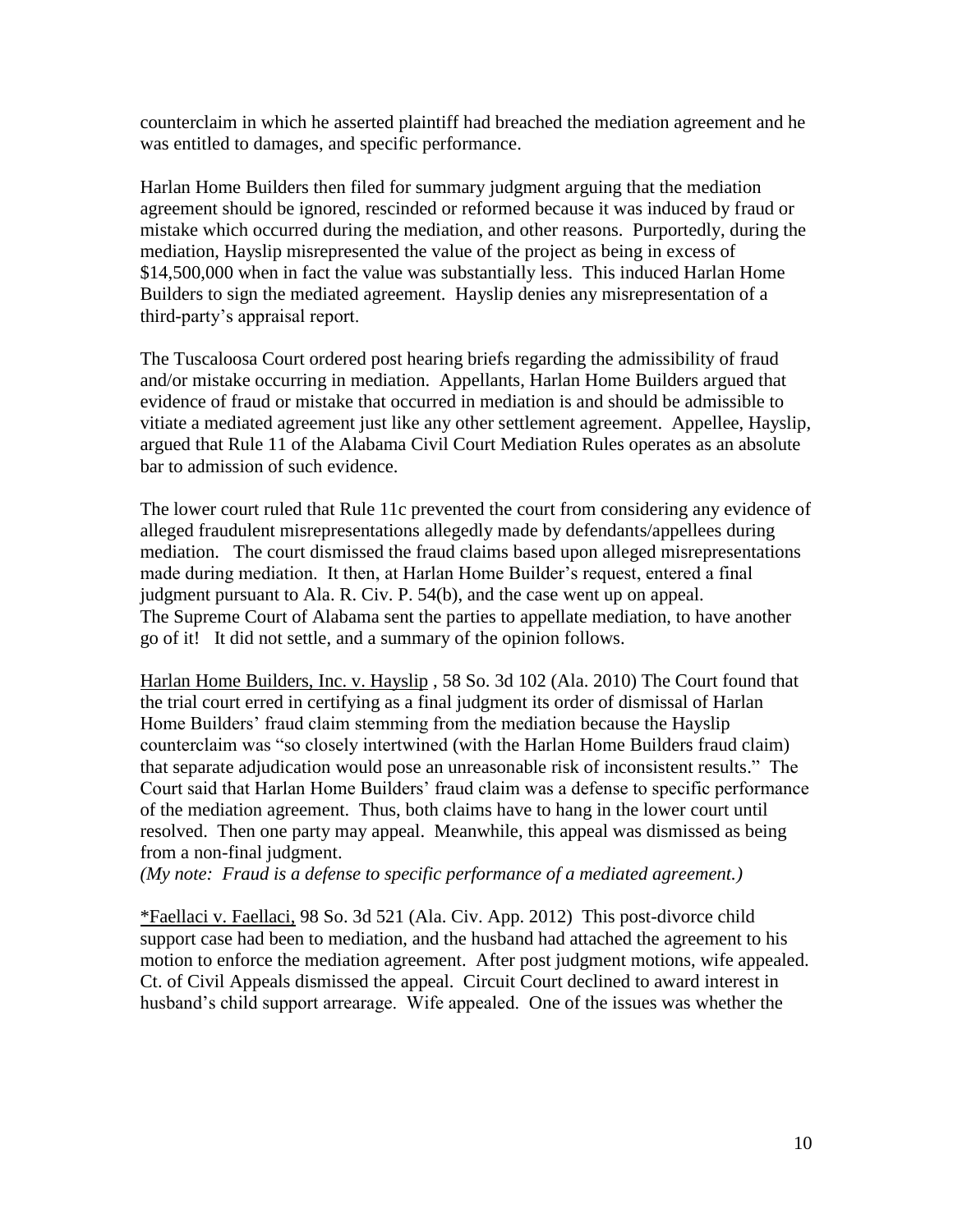counterclaim in which he asserted plaintiff had breached the mediation agreement and he was entitled to damages, and specific performance.

Harlan Home Builders then filed for summary judgment arguing that the mediation agreement should be ignored, rescinded or reformed because it was induced by fraud or mistake which occurred during the mediation, and other reasons. Purportedly, during the mediation, Hayslip misrepresented the value of the project as being in excess of $14,500,000 when in fact the value was substantially less. This induced Harlan Home Builders to sign the mediated agreement. Hayslip denies any misrepresentation of a third-party's appraisal report.

The Tuscaloosa Court ordered post hearing briefs regarding the admissibility of fraud and/or mistake occurring in mediation. Appellants, Harlan Home Builders argued that evidence of fraud or mistake that occurred in mediation is and should be admissible to vitiate a mediated agreement just like any other settlement agreement. Appellee, Hayslip, argued that Rule 11 of the Alabama Civil Court Mediation Rules operates as an absolute bar to admission of such evidence.

The lower court ruled that Rule 11c prevented the court from considering any evidence of alleged fraudulent misrepresentations allegedly made by defendants/appellees during mediation. The court dismissed the fraud claims based upon alleged misrepresentations made during mediation. It then, at Harlan Home Builder's request, entered a final judgment pursuant to Ala. R. Civ. P. 54(b), and the case went up on appeal. The Supreme Court of Alabama sent the parties to appellate mediation, to have another go of it! It did not settle, and a summary of the opinion follows.

<u>Harlan Home Builders, Inc. v. Hayslip</u> , 58 So. 3d 102 (Ala. 2010) The Court found that the trial court erred in certifying as a final judgment its order of dismissal of Harlan Home Builders' fraud claim stemming from the mediation because the Hayslip counterclaim was "so closely intertwined (with the Harlan Home Builders fraud claim) that separate adjudication would pose an unreasonable risk of inconsistent results." The Court said that Harlan Home Builders' fraud claim was a defense to specific performance of the mediation agreement. Thus, both claims have to hang in the lower court until resolved. Then one party may appeal. Meanwhile, this appeal was dismissed as being from a non-final judgment.
*(My note: Fraud is a defense to specific performance of a mediated agreement.)*

*<u>Faellaci v. Faellaci,</u> 98 So. 3d 521 (Ala. Civ. App. 2012) This post-divorce child support case had been to mediation, and the husband had attached the agreement to his motion to enforce the mediation agreement. After post judgment motions, wife appealed. Ct. of Civil Appeals dismissed the appeal. Circuit Court declined to award interest in husband's child support arrearage. Wife appealed. One of the issues was whether the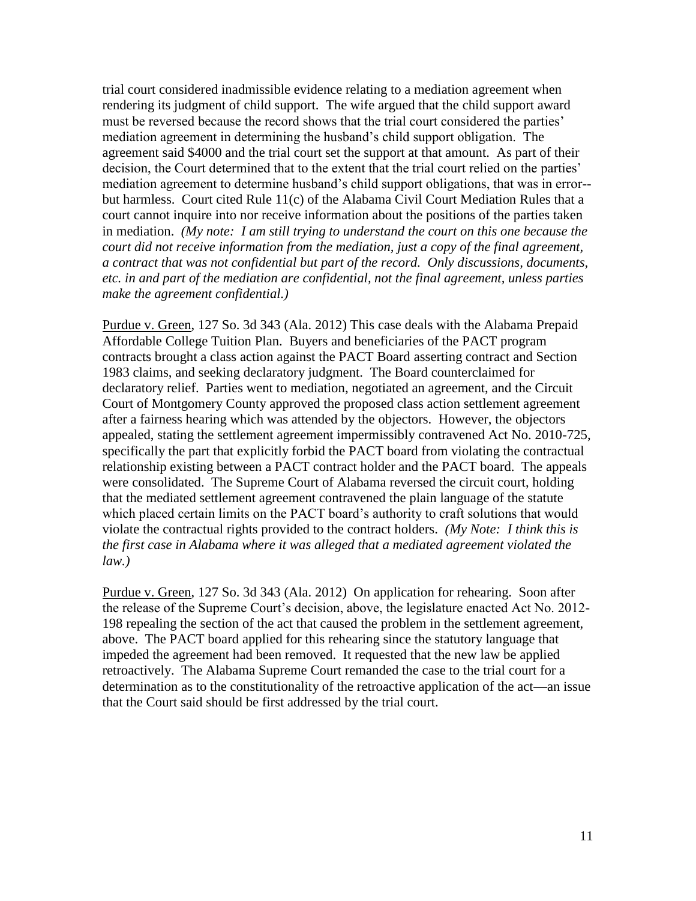trial court considered inadmissible evidence relating to a mediation agreement when rendering its judgment of child support. The wife argued that the child support award must be reversed because the record shows that the trial court considered the parties' mediation agreement in determining the husband's child support obligation. The agreement said $4000 and the trial court set the support at that amount. As part of their decision, the Court determined that to the extent that the trial court relied on the parties' mediation agreement to determine husband's child support obligations, that was in error--but harmless. Court cited Rule 11(c) of the Alabama Civil Court Mediation Rules that a court cannot inquire into nor receive information about the positions of the parties taken in mediation. *(My note: I am still trying to understand the court on this one because the court did not receive information from the mediation, just a copy of the final agreement, a contract that was not confidential but part of the record. Only discussions, documents, etc. in and part of the mediation are confidential, not the final agreement, unless parties make the agreement confidential.)*

Purdue v. Green, 127 So. 3d 343 (Ala. 2012) This case deals with the Alabama Prepaid Affordable College Tuition Plan. Buyers and beneficiaries of the PACT program contracts brought a class action against the PACT Board asserting contract and Section 1983 claims, and seeking declaratory judgment. The Board counterclaimed for declaratory relief. Parties went to mediation, negotiated an agreement, and the Circuit Court of Montgomery County approved the proposed class action settlement agreement after a fairness hearing which was attended by the objectors. However, the objectors appealed, stating the settlement agreement impermissibly contravened Act No. 2010-725, specifically the part that explicitly forbid the PACT board from violating the contractual relationship existing between a PACT contract holder and the PACT board. The appeals were consolidated. The Supreme Court of Alabama reversed the circuit court, holding that the mediated settlement agreement contravened the plain language of the statute which placed certain limits on the PACT board's authority to craft solutions that would violate the contractual rights provided to the contract holders. *(My Note: I think this is the first case in Alabama where it was alleged that a mediated agreement violated the law.)*

Purdue v. Green, 127 So. 3d 343 (Ala. 2012) On application for rehearing. Soon after the release of the Supreme Court's decision, above, the legislature enacted Act No. 2012-198 repealing the section of the act that caused the problem in the settlement agreement, above. The PACT board applied for this rehearing since the statutory language that impeded the agreement had been removed. It requested that the new law be applied retroactively. The Alabama Supreme Court remanded the case to the trial court for a determination as to the constitutionality of the retroactive application of the act—an issue that the Court said should be first addressed by the trial court.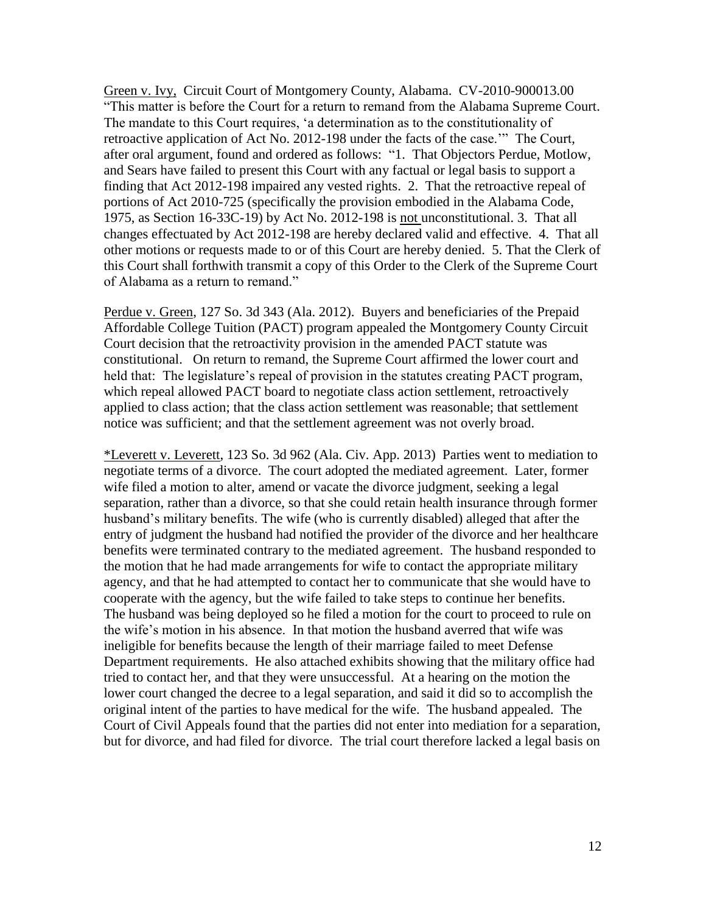Green v. Ivy, Circuit Court of Montgomery County, Alabama. CV-2010-900013.00 "This matter is before the Court for a return to remand from the Alabama Supreme Court. The mandate to this Court requires, 'a determination as to the constitutionality of retroactive application of Act No. 2012-198 under the facts of the case.'" The Court, after oral argument, found and ordered as follows: "1. That Objectors Perdue, Motlow, and Sears have failed to present this Court with any factual or legal basis to support a finding that Act 2012-198 impaired any vested rights. 2. That the retroactive repeal of portions of Act 2010-725 (specifically the provision embodied in the Alabama Code, 1975, as Section 16-33C-19) by Act No. 2012-198 is not unconstitutional. 3. That all changes effectuated by Act 2012-198 are hereby declared valid and effective. 4. That all other motions or requests made to or of this Court are hereby denied. 5. That the Clerk of this Court shall forthwith transmit a copy of this Order to the Clerk of the Supreme Court of Alabama as a return to remand."

Perdue v. Green, 127 So. 3d 343 (Ala. 2012). Buyers and beneficiaries of the Prepaid Affordable College Tuition (PACT) program appealed the Montgomery County Circuit Court decision that the retroactivity provision in the amended PACT statute was constitutional. On return to remand, the Supreme Court affirmed the lower court and held that: The legislature's repeal of provision in the statutes creating PACT program, which repeal allowed PACT board to negotiate class action settlement, retroactively applied to class action; that the class action settlement was reasonable; that settlement notice was sufficient; and that the settlement agreement was not overly broad.

*Leverett v. Leverett, 123 So. 3d 962 (Ala. Civ. App. 2013) Parties went to mediation to negotiate terms of a divorce. The court adopted the mediated agreement. Later, former wife filed a motion to alter, amend or vacate the divorce judgment, seeking a legal separation, rather than a divorce, so that she could retain health insurance through former husband's military benefits. The wife (who is currently disabled) alleged that after the entry of judgment the husband had notified the provider of the divorce and her healthcare benefits were terminated contrary to the mediated agreement. The husband responded to the motion that he had made arrangements for wife to contact the appropriate military agency, and that he had attempted to contact her to communicate that she would have to cooperate with the agency, but the wife failed to take steps to continue her benefits. The husband was being deployed so he filed a motion for the court to proceed to rule on the wife's motion in his absence. In that motion the husband averred that wife was ineligible for benefits because the length of their marriage failed to meet Defense Department requirements. He also attached exhibits showing that the military office had tried to contact her, and that they were unsuccessful. At a hearing on the motion the lower court changed the decree to a legal separation, and said it did so to accomplish the original intent of the parties to have medical for the wife. The husband appealed. The Court of Civil Appeals found that the parties did not enter into mediation for a separation, but for divorce, and had filed for divorce. The trial court therefore lacked a legal basis on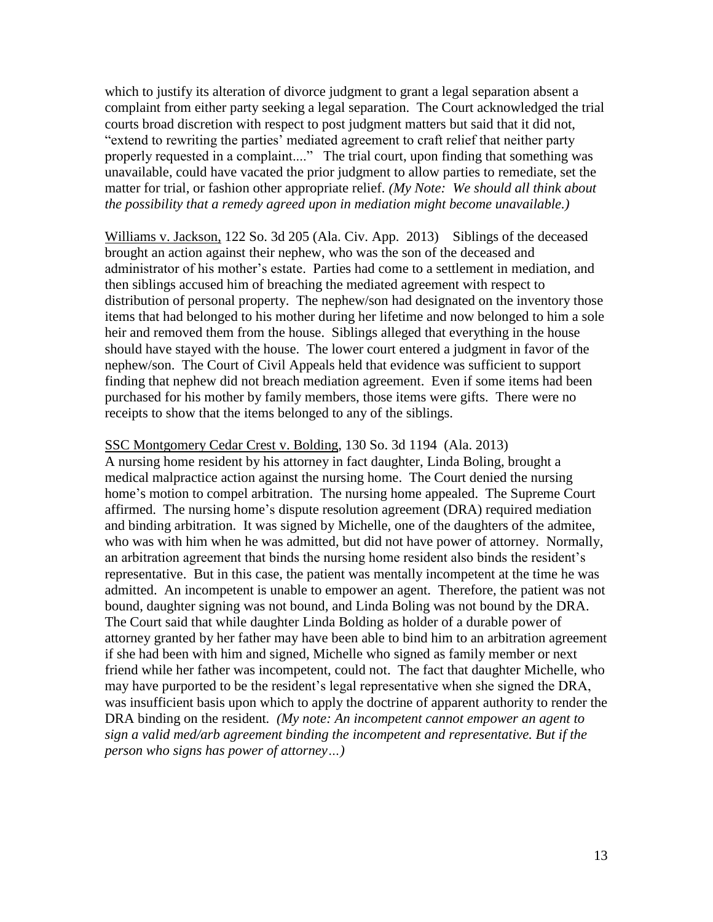which to justify its alteration of divorce judgment to grant a legal separation absent a complaint from either party seeking a legal separation. The Court acknowledged the trial courts broad discretion with respect to post judgment matters but said that it did not, "extend to rewriting the parties' mediated agreement to craft relief that neither party properly requested in a complaint...." The trial court, upon finding that something was unavailable, could have vacated the prior judgment to allow parties to remediate, set the matter for trial, or fashion other appropriate relief. *(My Note: We should all think about the possibility that a remedy agreed upon in mediation might become unavailable.)*

<u>Williams v. Jackson,</u> 122 So. 3d 205 (Ala. Civ. App. 2013) Siblings of the deceased brought an action against their nephew, who was the son of the deceased and administrator of his mother's estate. Parties had come to a settlement in mediation, and then siblings accused him of breaching the mediated agreement with respect to distribution of personal property. The nephew/son had designated on the inventory those items that had belonged to his mother during her lifetime and now belonged to him a sole heir and removed them from the house. Siblings alleged that everything in the house should have stayed with the house. The lower court entered a judgment in favor of the nephew/son. The Court of Civil Appeals held that evidence was sufficient to support finding that nephew did not breach mediation agreement. Even if some items had been purchased for his mother by family members, those items were gifts. There were no receipts to show that the items belonged to any of the siblings.

<u>SSC Montgomery Cedar Crest v. Bolding</u>, 130 So. 3d 1194 (Ala. 2013)
A nursing home resident by his attorney in fact daughter, Linda Boling, brought a medical malpractice action against the nursing home. The Court denied the nursing home's motion to compel arbitration. The nursing home appealed. The Supreme Court affirmed. The nursing home's dispute resolution agreement (DRA) required mediation and binding arbitration. It was signed by Michelle, one of the daughters of the admitee, who was with him when he was admitted, but did not have power of attorney. Normally, an arbitration agreement that binds the nursing home resident also binds the resident's representative. But in this case, the patient was mentally incompetent at the time he was admitted. An incompetent is unable to empower an agent. Therefore, the patient was not bound, daughter signing was not bound, and Linda Boling was not bound by the DRA. The Court said that while daughter Linda Bolding as holder of a durable power of attorney granted by her father may have been able to bind him to an arbitration agreement if she had been with him and signed, Michelle who signed as family member or next friend while her father was incompetent, could not. The fact that daughter Michelle, who may have purported to be the resident's legal representative when she signed the DRA, was insufficient basis upon which to apply the doctrine of apparent authority to render the DRA binding on the resident. *(My note: An incompetent cannot empower an agent to sign a valid med/arb agreement binding the incompetent and representative. But if the person who signs has power of attorney…)*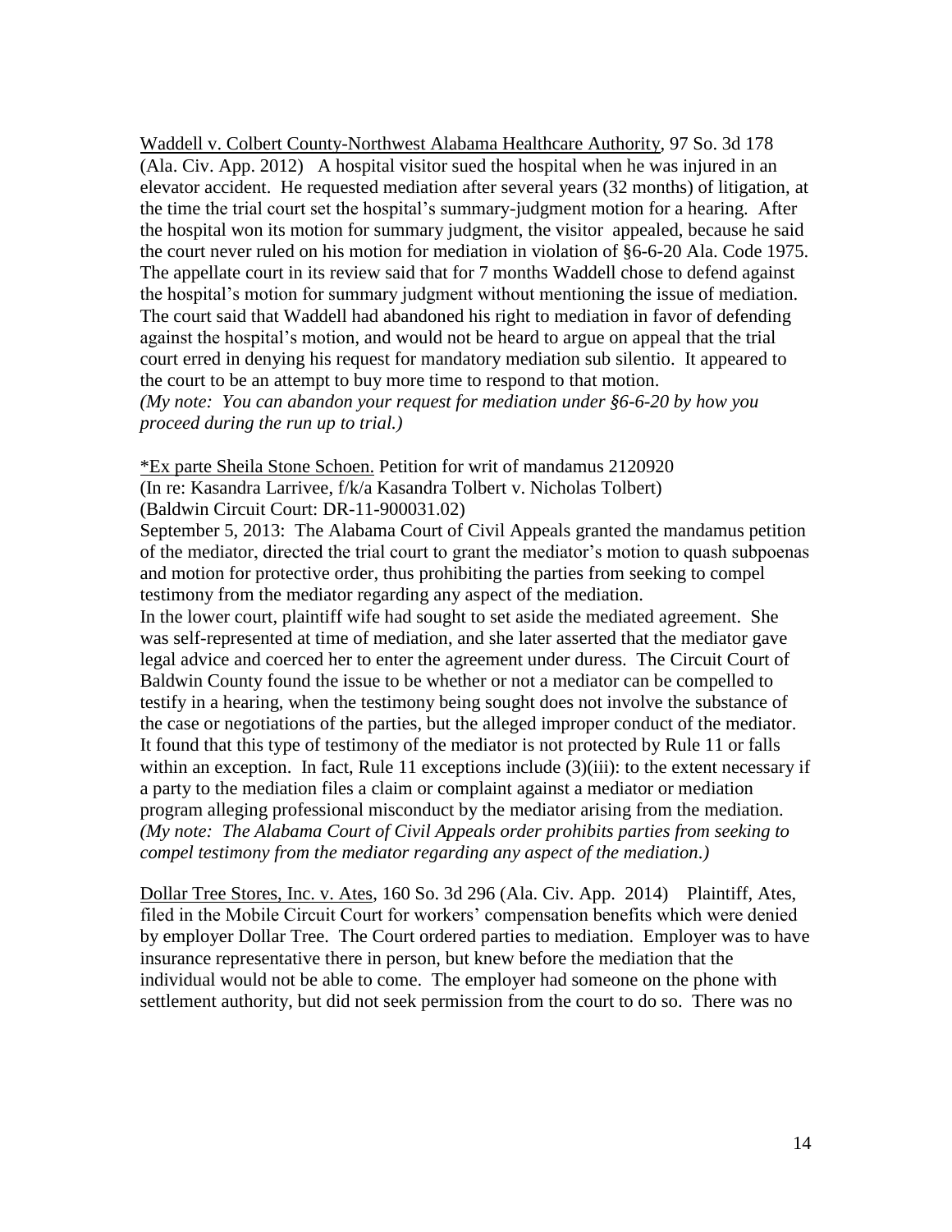Waddell v. Colbert County-Northwest Alabama Healthcare Authority, 97 So. 3d 178 (Ala. Civ. App. 2012) A hospital visitor sued the hospital when he was injured in an elevator accident. He requested mediation after several years (32 months) of litigation, at the time the trial court set the hospital's summary-judgment motion for a hearing. After the hospital won its motion for summary judgment, the visitor appealed, because he said the court never ruled on his motion for mediation in violation of §6-6-20 Ala. Code 1975. The appellate court in its review said that for 7 months Waddell chose to defend against the hospital's motion for summary judgment without mentioning the issue of mediation. The court said that Waddell had abandoned his right to mediation in favor of defending against the hospital's motion, and would not be heard to argue on appeal that the trial court erred in denying his request for mandatory mediation sub silentio. It appeared to the court to be an attempt to buy more time to respond to that motion.
*(My note: You can abandon your request for mediation under §6-6-20 by how you proceed during the run up to trial.)*

*Ex parte Sheila Stone Schoen. Petition for writ of mandamus 2120920
(In re: Kasandra Larrivee, f/k/a Kasandra Tolbert v. Nicholas Tolbert)
(Baldwin Circuit Court: DR-11-900031.02)
September 5, 2013: The Alabama Court of Civil Appeals granted the mandamus petition of the mediator, directed the trial court to grant the mediator's motion to quash subpoenas and motion for protective order, thus prohibiting the parties from seeking to compel testimony from the mediator regarding any aspect of the mediation.
In the lower court, plaintiff wife had sought to set aside the mediated agreement. She was self-represented at time of mediation, and she later asserted that the mediator gave legal advice and coerced her to enter the agreement under duress. The Circuit Court of Baldwin County found the issue to be whether or not a mediator can be compelled to testify in a hearing, when the testimony being sought does not involve the substance of the case or negotiations of the parties, but the alleged improper conduct of the mediator. It found that this type of testimony of the mediator is not protected by Rule 11 or falls within an exception. In fact, Rule 11 exceptions include (3)(iii): to the extent necessary if a party to the mediation files a claim or complaint against a mediator or mediation program alleging professional misconduct by the mediator arising from the mediation.
*(My note: The Alabama Court of Civil Appeals order prohibits parties from seeking to compel testimony from the mediator regarding any aspect of the mediation.)*

Dollar Tree Stores, Inc. v. Ates, 160 So. 3d 296 (Ala. Civ. App. 2014) Plaintiff, Ates, filed in the Mobile Circuit Court for workers' compensation benefits which were denied by employer Dollar Tree. The Court ordered parties to mediation. Employer was to have insurance representative there in person, but knew before the mediation that the individual would not be able to come. The employer had someone on the phone with settlement authority, but did not seek permission from the court to do so. There was no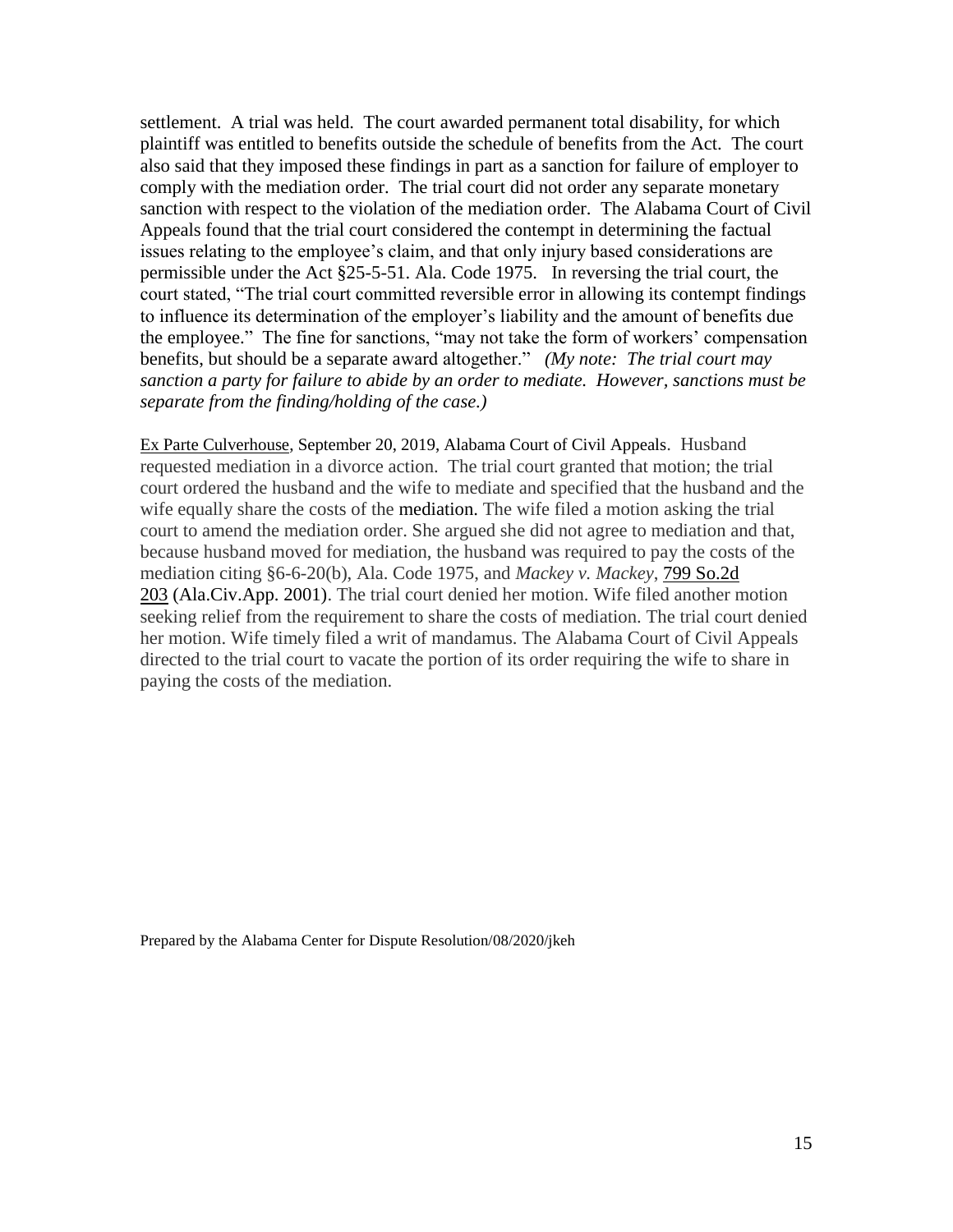settlement. A trial was held. The court awarded permanent total disability, for which plaintiff was entitled to benefits outside the schedule of benefits from the Act. The court also said that they imposed these findings in part as a sanction for failure of employer to comply with the mediation order. The trial court did not order any separate monetary sanction with respect to the violation of the mediation order. The Alabama Court of Civil Appeals found that the trial court considered the contempt in determining the factual issues relating to the employee's claim, and that only injury based considerations are permissible under the Act §25-5-51. Ala. Code 1975. In reversing the trial court, the court stated, "The trial court committed reversible error in allowing its contempt findings to influence its determination of the employer's liability and the amount of benefits due the employee." The fine for sanctions, "may not take the form of workers' compensation benefits, but should be a separate award altogether." *(My note: The trial court may sanction a party for failure to abide by an order to mediate. However, sanctions must be separate from the finding/holding of the case.)*

Ex Parte Culverhouse, September 20, 2019, Alabama Court of Civil Appeals. Husband requested mediation in a divorce action. The trial court granted that motion; the trial court ordered the husband and the wife to mediate and specified that the husband and the wife equally share the costs of the mediation. The wife filed a motion asking the trial court to amend the mediation order. She argued she did not agree to mediation and that, because husband moved for mediation, the husband was required to pay the costs of the mediation citing §6-6-20(b), Ala. Code 1975, and *Mackey v. Mackey*, 799 So.2d 203 (Ala.Civ.App. 2001). The trial court denied her motion. Wife filed another motion seeking relief from the requirement to share the costs of mediation. The trial court denied her motion. Wife timely filed a writ of mandamus. The Alabama Court of Civil Appeals directed to the trial court to vacate the portion of its order requiring the wife to share in paying the costs of the mediation.

Prepared by the Alabama Center for Dispute Resolution/08/2020/jkeh